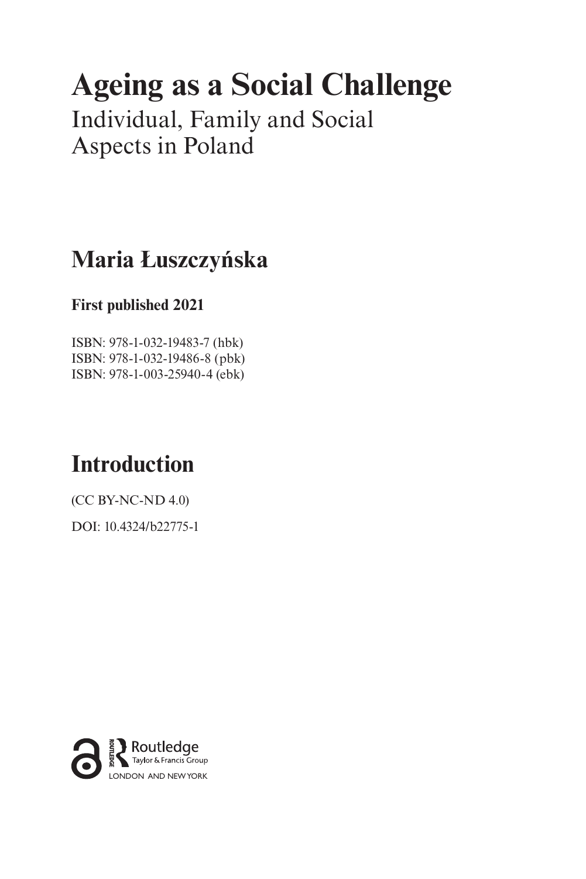# Ageing as a Social Challenge

Individual, Family and Social Aspects in Poland

## Maria Łuszczyńska

**First published 2021**

ISBN: 978-1-032-19483-7 (hbk)
ISBN: 978-1-032-19486-8 (pbk)
ISBN: 978-1-003-25940-4 (ebk)

## Introduction

(CC BY-NC-ND 4.0)

DOI: 10.4324/b22775-1

Routledge
Taylor & Francis Group
LONDON AND NEW YORK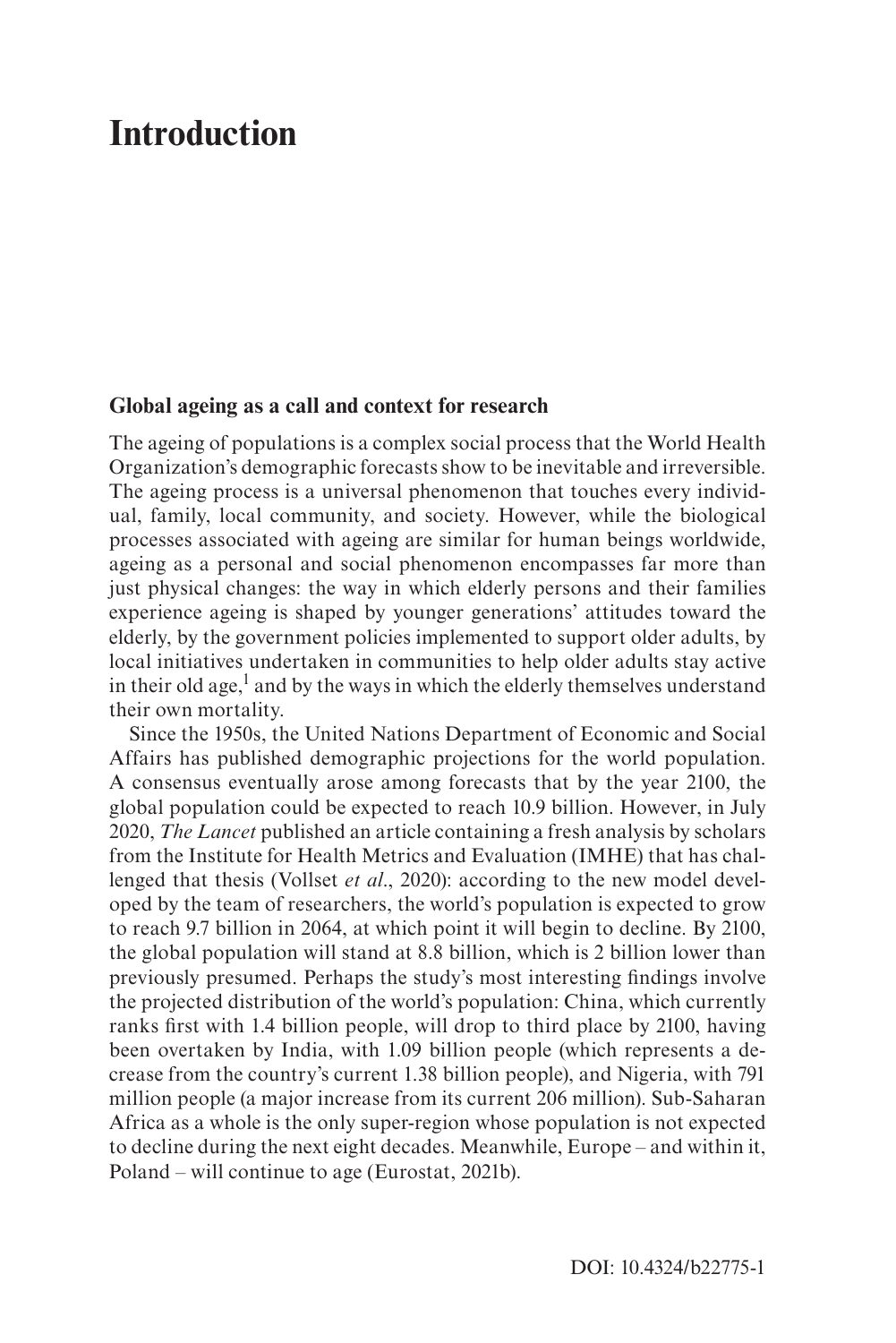# Introduction

## Global ageing as a call and context for research

The ageing of populations is a complex social process that the World Health Organization's demographic forecasts show to be inevitable and irreversible. The ageing process is a universal phenomenon that touches every individual, family, local community, and society. However, while the biological processes associated with ageing are similar for human beings worldwide, ageing as a personal and social phenomenon encompasses far more than just physical changes: the way in which elderly persons and their families experience ageing is shaped by younger generations' attitudes toward the elderly, by the government policies implemented to support older adults, by local initiatives undertaken in communities to help older adults stay active in their old age,[1] and by the ways in which the elderly themselves understand their own mortality.

Since the 1950s, the United Nations Department of Economic and Social Affairs has published demographic projections for the world population. A consensus eventually arose among forecasts that by the year 2100, the global population could be expected to reach 10.9 billion. However, in July 2020, *The Lancet* published an article containing a fresh analysis by scholars from the Institute for Health Metrics and Evaluation (IMHE) that has challenged that thesis (Vollset *et al*., 2020): according to the new model developed by the team of researchers, the world's population is expected to grow to reach 9.7 billion in 2064, at which point it will begin to decline. By 2100, the global population will stand at 8.8 billion, which is 2 billion lower than previously presumed. Perhaps the study's most interesting findings involve the projected distribution of the world's population: China, which currently ranks first with 1.4 billion people, will drop to third place by 2100, having been overtaken by India, with 1.09 billion people (which represents a decrease from the country's current 1.38 billion people), and Nigeria, with 791 million people (a major increase from its current 206 million). Sub-Saharan Africa as a whole is the only super-region whose population is not expected to decline during the next eight decades. Meanwhile, Europe – and within it, Poland – will continue to age (Eurostat, 2021b).

DOI: 10.4324/b22775-1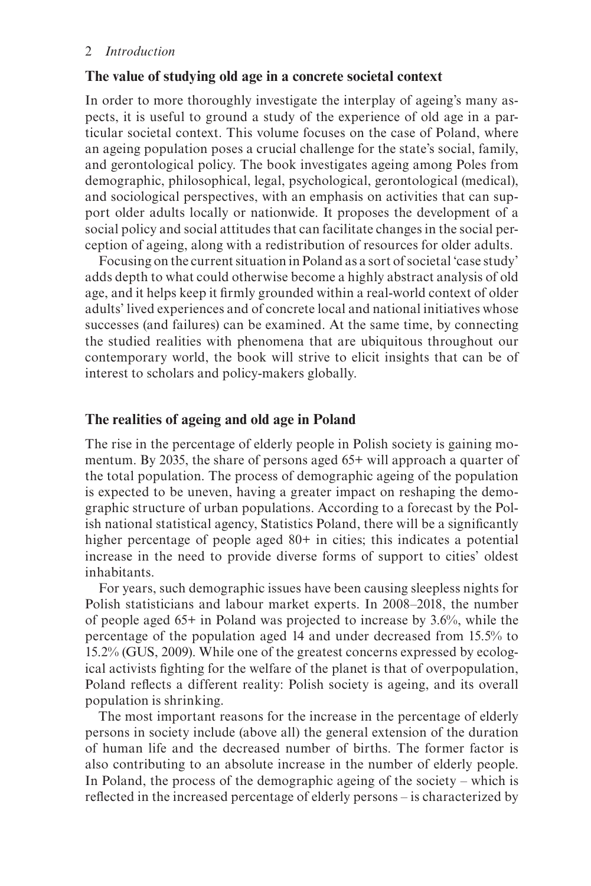## The value of studying old age in a concrete societal context

In order to more thoroughly investigate the interplay of ageing's many aspects, it is useful to ground a study of the experience of old age in a particular societal context. This volume focuses on the case of Poland, where an ageing population poses a crucial challenge for the state's social, family, and gerontological policy. The book investigates ageing among Poles from demographic, philosophical, legal, psychological, gerontological (medical), and sociological perspectives, with an emphasis on activities that can support older adults locally or nationwide. It proposes the development of a social policy and social attitudes that can facilitate changes in the social perception of ageing, along with a redistribution of resources for older adults.

Focusing on the current situation in Poland as a sort of societal 'case study' adds depth to what could otherwise become a highly abstract analysis of old age, and it helps keep it firmly grounded within a real-world context of older adults' lived experiences and of concrete local and national initiatives whose successes (and failures) can be examined. At the same time, by connecting the studied realities with phenomena that are ubiquitous throughout our contemporary world, the book will strive to elicit insights that can be of interest to scholars and policy-makers globally.

## The realities of ageing and old age in Poland

The rise in the percentage of elderly people in Polish society is gaining momentum. By 2035, the share of persons aged 65+ will approach a quarter of the total population. The process of demographic ageing of the population is expected to be uneven, having a greater impact on reshaping the demographic structure of urban populations. According to a forecast by the Polish national statistical agency, Statistics Poland, there will be a significantly higher percentage of people aged 80+ in cities; this indicates a potential increase in the need to provide diverse forms of support to cities' oldest inhabitants.

For years, such demographic issues have been causing sleepless nights for Polish statisticians and labour market experts. In 2008–2018, the number of people aged 65+ in Poland was projected to increase by 3.6%, while the percentage of the population aged 14 and under decreased from 15.5% to 15.2% (GUS, 2009). While one of the greatest concerns expressed by ecological activists fighting for the welfare of the planet is that of overpopulation, Poland reflects a different reality: Polish society is ageing, and its overall population is shrinking.

The most important reasons for the increase in the percentage of elderly persons in society include (above all) the general extension of the duration of human life and the decreased number of births. The former factor is also contributing to an absolute increase in the number of elderly people. In Poland, the process of the demographic ageing of the society – which is reflected in the increased percentage of elderly persons – is characterized by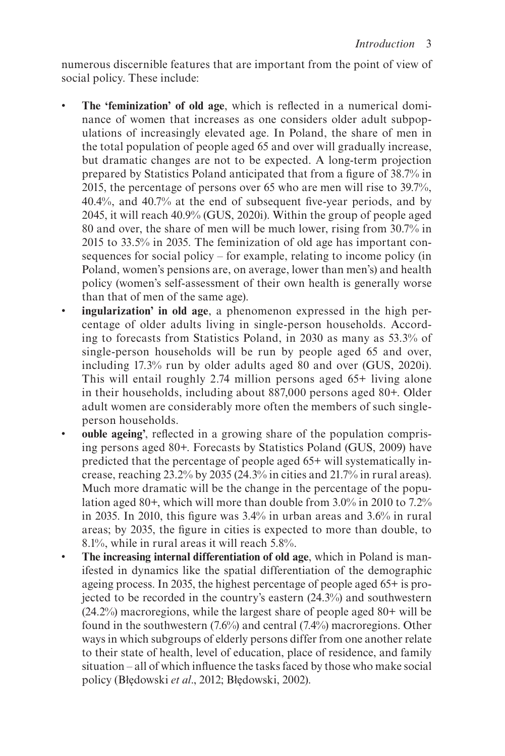numerous discernible features that are important from the point of view of social policy. These include:

- **The 'feminization' of old age**, which is reflected in a numerical dominance of women that increases as one considers older adult subpopulations of increasingly elevated age. In Poland, the share of men in the total population of people aged 65 and over will gradually increase, but dramatic changes are not to be expected. A long-term projection prepared by Statistics Poland anticipated that from a figure of 38.7% in 2015, the percentage of persons over 65 who are men will rise to 39.7%, 40.4%, and 40.7% at the end of subsequent five-year periods, and by 2045, it will reach 40.9% (GUS, 2020i). Within the group of people aged 80 and over, the share of men will be much lower, rising from 30.7% in 2015 to 33.5% in 2035. The feminization of old age has important consequences for social policy – for example, relating to income policy (in Poland, women's pensions are, on average, lower than men's) and health policy (women's self-assessment of their own health is generally worse than that of men of the same age).
- **ingularization' in old age**, a phenomenon expressed in the high percentage of older adults living in single-person households. According to forecasts from Statistics Poland, in 2030 as many as 53.3% of single-person households will be run by people aged 65 and over, including 17.3% run by older adults aged 80 and over (GUS, 2020i). This will entail roughly 2.74 million persons aged 65+ living alone in their households, including about 887,000 persons aged 80+. Older adult women are considerably more often the members of such single-person households.
- **ouble ageing'**, reflected in a growing share of the population comprising persons aged 80+. Forecasts by Statistics Poland (GUS, 2009) have predicted that the percentage of people aged 65+ will systematically increase, reaching 23.2% by 2035 (24.3% in cities and 21.7% in rural areas). Much more dramatic will be the change in the percentage of the population aged 80+, which will more than double from 3.0% in 2010 to 7.2% in 2035. In 2010, this figure was 3.4% in urban areas and 3.6% in rural areas; by 2035, the figure in cities is expected to more than double, to 8.1%, while in rural areas it will reach 5.8%.
- **The increasing internal differentiation of old age**, which in Poland is manifested in dynamics like the spatial differentiation of the demographic ageing process. In 2035, the highest percentage of people aged 65+ is projected to be recorded in the country's eastern (24.3%) and southwestern (24.2%) macroregions, while the largest share of people aged 80+ will be found in the southwestern (7.6%) and central (7.4%) macroregions. Other ways in which subgroups of elderly persons differ from one another relate to their state of health, level of education, place of residence, and family situation – all of which influence the tasks faced by those who make social policy (Błędowski *et al*., 2012; Błędowski, 2002).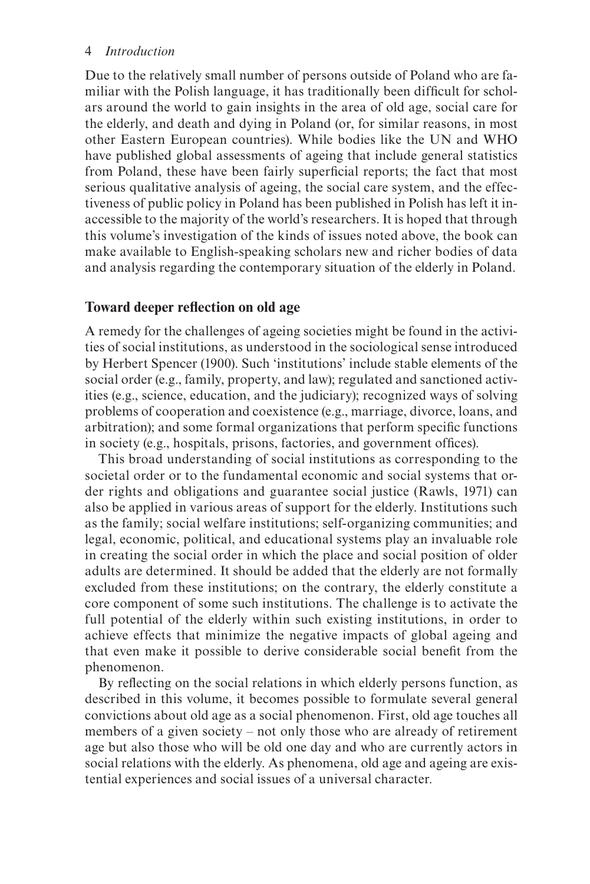Due to the relatively small number of persons outside of Poland who are familiar with the Polish language, it has traditionally been difficult for scholars around the world to gain insights in the area of old age, social care for the elderly, and death and dying in Poland (or, for similar reasons, in most other Eastern European countries). While bodies like the UN and WHO have published global assessments of ageing that include general statistics from Poland, these have been fairly superficial reports; the fact that most serious qualitative analysis of ageing, the social care system, and the effectiveness of public policy in Poland has been published in Polish has left it inaccessible to the majority of the world's researchers. It is hoped that through this volume's investigation of the kinds of issues noted above, the book can make available to English-speaking scholars new and richer bodies of data and analysis regarding the contemporary situation of the elderly in Poland.

## Toward deeper reflection on old age

A remedy for the challenges of ageing societies might be found in the activities of social institutions, as understood in the sociological sense introduced by Herbert Spencer (1900). Such 'institutions' include stable elements of the social order (e.g., family, property, and law); regulated and sanctioned activities (e.g., science, education, and the judiciary); recognized ways of solving problems of cooperation and coexistence (e.g., marriage, divorce, loans, and arbitration); and some formal organizations that perform specific functions in society (e.g., hospitals, prisons, factories, and government offices).

This broad understanding of social institutions as corresponding to the societal order or to the fundamental economic and social systems that order rights and obligations and guarantee social justice (Rawls, 1971) can also be applied in various areas of support for the elderly. Institutions such as the family; social welfare institutions; self-organizing communities; and legal, economic, political, and educational systems play an invaluable role in creating the social order in which the place and social position of older adults are determined. It should be added that the elderly are not formally excluded from these institutions; on the contrary, the elderly constitute a core component of some such institutions. The challenge is to activate the full potential of the elderly within such existing institutions, in order to achieve effects that minimize the negative impacts of global ageing and that even make it possible to derive considerable social benefit from the phenomenon.

By reflecting on the social relations in which elderly persons function, as described in this volume, it becomes possible to formulate several general convictions about old age as a social phenomenon. First, old age touches all members of a given society – not only those who are already of retirement age but also those who will be old one day and who are currently actors in social relations with the elderly. As phenomena, old age and ageing are existential experiences and social issues of a universal character.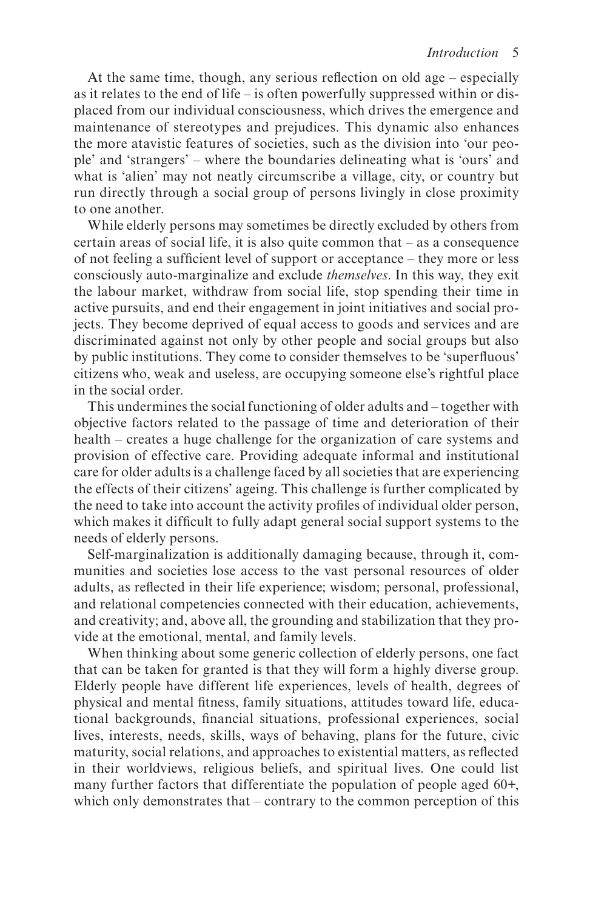At the same time, though, any serious reflection on old age – especially as it relates to the end of life – is often powerfully suppressed within or displaced from our individual consciousness, which drives the emergence and maintenance of stereotypes and prejudices. This dynamic also enhances the more atavistic features of societies, such as the division into 'our people' and 'strangers' – where the boundaries delineating what is 'ours' and what is 'alien' may not neatly circumscribe a village, city, or country but run directly through a social group of persons livingly in close proximity to one another.

While elderly persons may sometimes be directly excluded by others from certain areas of social life, it is also quite common that – as a consequence of not feeling a sufficient level of support or acceptance – they more or less consciously auto-marginalize and exclude *themselves*. In this way, they exit the labour market, withdraw from social life, stop spending their time in active pursuits, and end their engagement in joint initiatives and social projects. They become deprived of equal access to goods and services and are discriminated against not only by other people and social groups but also by public institutions. They come to consider themselves to be 'superfluous' citizens who, weak and useless, are occupying someone else's rightful place in the social order.

This undermines the social functioning of older adults and – together with objective factors related to the passage of time and deterioration of their health – creates a huge challenge for the organization of care systems and provision of effective care. Providing adequate informal and institutional care for older adults is a challenge faced by all societies that are experiencing the effects of their citizens' ageing. This challenge is further complicated by the need to take into account the activity profiles of individual older person, which makes it difficult to fully adapt general social support systems to the needs of elderly persons.

Self-marginalization is additionally damaging because, through it, communities and societies lose access to the vast personal resources of older adults, as reflected in their life experience; wisdom; personal, professional, and relational competencies connected with their education, achievements, and creativity; and, above all, the grounding and stabilization that they provide at the emotional, mental, and family levels.

When thinking about some generic collection of elderly persons, one fact that can be taken for granted is that they will form a highly diverse group. Elderly people have different life experiences, levels of health, degrees of physical and mental fitness, family situations, attitudes toward life, educational backgrounds, financial situations, professional experiences, social lives, interests, needs, skills, ways of behaving, plans for the future, civic maturity, social relations, and approaches to existential matters, as reflected in their worldviews, religious beliefs, and spiritual lives. One could list many further factors that differentiate the population of people aged 60+, which only demonstrates that – contrary to the common perception of this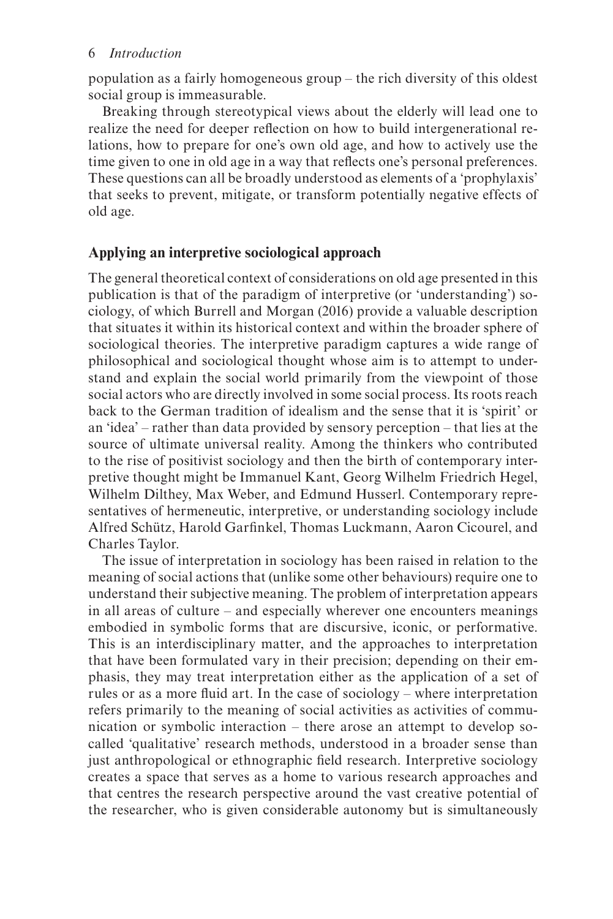population as a fairly homogeneous group – the rich diversity of this oldest social group is immeasurable.

Breaking through stereotypical views about the elderly will lead one to realize the need for deeper reflection on how to build intergenerational relations, how to prepare for one's own old age, and how to actively use the time given to one in old age in a way that reflects one's personal preferences. These questions can all be broadly understood as elements of a 'prophylaxis' that seeks to prevent, mitigate, or transform potentially negative effects of old age.

## Applying an interpretive sociological approach

The general theoretical context of considerations on old age presented in this publication is that of the paradigm of interpretive (or 'understanding') sociology, of which Burrell and Morgan (2016) provide a valuable description that situates it within its historical context and within the broader sphere of sociological theories. The interpretive paradigm captures a wide range of philosophical and sociological thought whose aim is to attempt to understand and explain the social world primarily from the viewpoint of those social actors who are directly involved in some social process. Its roots reach back to the German tradition of idealism and the sense that it is 'spirit' or an 'idea' – rather than data provided by sensory perception – that lies at the source of ultimate universal reality. Among the thinkers who contributed to the rise of positivist sociology and then the birth of contemporary interpretive thought might be Immanuel Kant, Georg Wilhelm Friedrich Hegel, Wilhelm Dilthey, Max Weber, and Edmund Husserl. Contemporary representatives of hermeneutic, interpretive, or understanding sociology include Alfred Schütz, Harold Garfinkel, Thomas Luckmann, Aaron Cicourel, and Charles Taylor.

The issue of interpretation in sociology has been raised in relation to the meaning of social actions that (unlike some other behaviours) require one to understand their subjective meaning. The problem of interpretation appears in all areas of culture – and especially wherever one encounters meanings embodied in symbolic forms that are discursive, iconic, or performative. This is an interdisciplinary matter, and the approaches to interpretation that have been formulated vary in their precision; depending on their emphasis, they may treat interpretation either as the application of a set of rules or as a more fluid art. In the case of sociology – where interpretation refers primarily to the meaning of social activities as activities of communication or symbolic interaction – there arose an attempt to develop so-called 'qualitative' research methods, understood in a broader sense than just anthropological or ethnographic field research. Interpretive sociology creates a space that serves as a home to various research approaches and that centres the research perspective around the vast creative potential of the researcher, who is given considerable autonomy but is simultaneously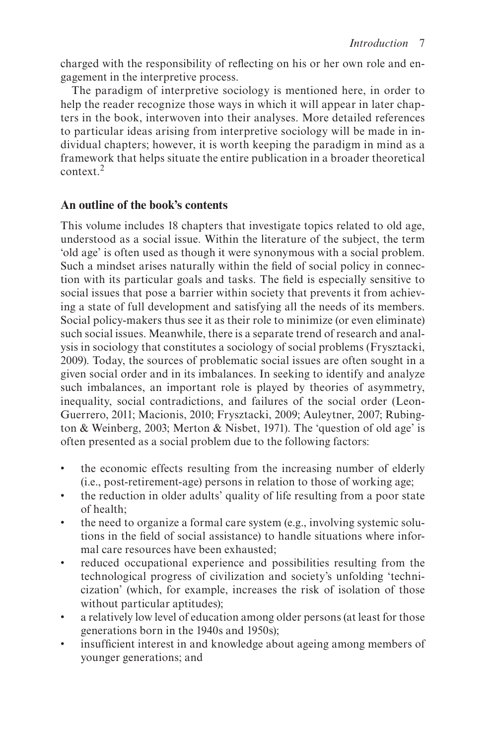charged with the responsibility of reflecting on his or her own role and engagement in the interpretive process.

The paradigm of interpretive sociology is mentioned here, in order to help the reader recognize those ways in which it will appear in later chapters in the book, interwoven into their analyses. More detailed references to particular ideas arising from interpretive sociology will be made in individual chapters; however, it is worth keeping the paradigm in mind as a framework that helps situate the entire publication in a broader theoretical context.[2]

## An outline of the book's contents

This volume includes 18 chapters that investigate topics related to old age, understood as a social issue. Within the literature of the subject, the term 'old age' is often used as though it were synonymous with a social problem. Such a mindset arises naturally within the field of social policy in connection with its particular goals and tasks. The field is especially sensitive to social issues that pose a barrier within society that prevents it from achieving a state of full development and satisfying all the needs of its members. Social policy-makers thus see it as their role to minimize (or even eliminate) such social issues. Meanwhile, there is a separate trend of research and analysis in sociology that constitutes a sociology of social problems (Frysztacki, 2009). Today, the sources of problematic social issues are often sought in a given social order and in its imbalances. In seeking to identify and analyze such imbalances, an important role is played by theories of asymmetry, inequality, social contradictions, and failures of the social order (Leon-Guerrero, 2011; Macionis, 2010; Frysztacki, 2009; Auleytner, 2007; Rubington & Weinberg, 2003; Merton & Nisbet, 1971). The 'question of old age' is often presented as a social problem due to the following factors:

- the economic effects resulting from the increasing number of elderly (i.e., post-retirement-age) persons in relation to those of working age;
- the reduction in older adults' quality of life resulting from a poor state of health;
- the need to organize a formal care system (e.g., involving systemic solutions in the field of social assistance) to handle situations where informal care resources have been exhausted;
- reduced occupational experience and possibilities resulting from the technological progress of civilization and society's unfolding 'technicization' (which, for example, increases the risk of isolation of those without particular aptitudes);
- a relatively low level of education among older persons (at least for those generations born in the 1940s and 1950s);
- insufficient interest in and knowledge about ageing among members of younger generations; and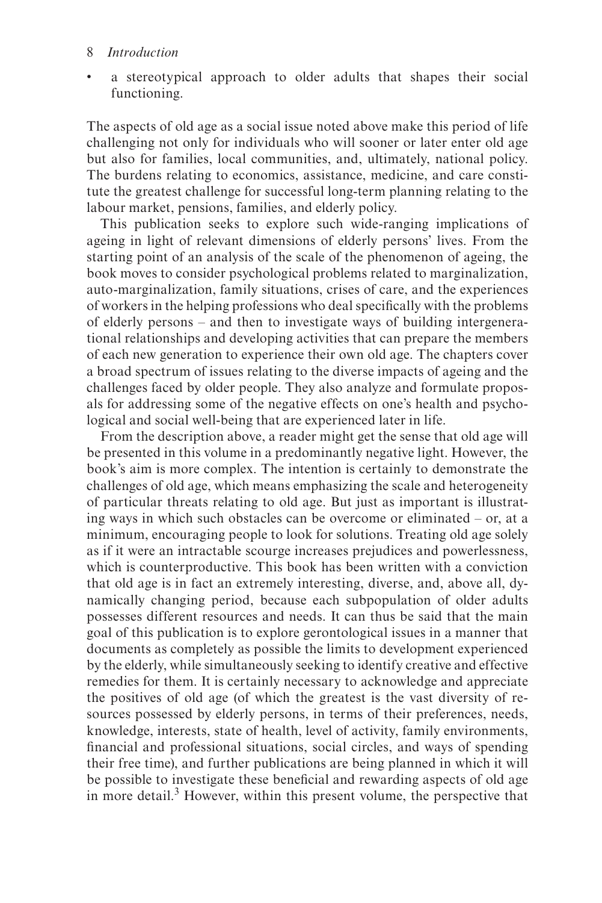- a stereotypical approach to older adults that shapes their social functioning.

The aspects of old age as a social issue noted above make this period of life challenging not only for individuals who will sooner or later enter old age but also for families, local communities, and, ultimately, national policy. The burdens relating to economics, assistance, medicine, and care constitute the greatest challenge for successful long-term planning relating to the labour market, pensions, families, and elderly policy.

This publication seeks to explore such wide-ranging implications of ageing in light of relevant dimensions of elderly persons' lives. From the starting point of an analysis of the scale of the phenomenon of ageing, the book moves to consider psychological problems related to marginalization, auto-marginalization, family situations, crises of care, and the experiences of workers in the helping professions who deal specifically with the problems of elderly persons – and then to investigate ways of building intergenerational relationships and developing activities that can prepare the members of each new generation to experience their own old age. The chapters cover a broad spectrum of issues relating to the diverse impacts of ageing and the challenges faced by older people. They also analyze and formulate proposals for addressing some of the negative effects on one's health and psychological and social well-being that are experienced later in life.

From the description above, a reader might get the sense that old age will be presented in this volume in a predominantly negative light. However, the book's aim is more complex. The intention is certainly to demonstrate the challenges of old age, which means emphasizing the scale and heterogeneity of particular threats relating to old age. But just as important is illustrating ways in which such obstacles can be overcome or eliminated – or, at a minimum, encouraging people to look for solutions. Treating old age solely as if it were an intractable scourge increases prejudices and powerlessness, which is counterproductive. This book has been written with a conviction that old age is in fact an extremely interesting, diverse, and, above all, dynamically changing period, because each subpopulation of older adults possesses different resources and needs. It can thus be said that the main goal of this publication is to explore gerontological issues in a manner that documents as completely as possible the limits to development experienced by the elderly, while simultaneously seeking to identify creative and effective remedies for them. It is certainly necessary to acknowledge and appreciate the positives of old age (of which the greatest is the vast diversity of resources possessed by elderly persons, in terms of their preferences, needs, knowledge, interests, state of health, level of activity, family environments, financial and professional situations, social circles, and ways of spending their free time), and further publications are being planned in which it will be possible to investigate these beneficial and rewarding aspects of old age in more detail.[3] However, within this present volume, the perspective that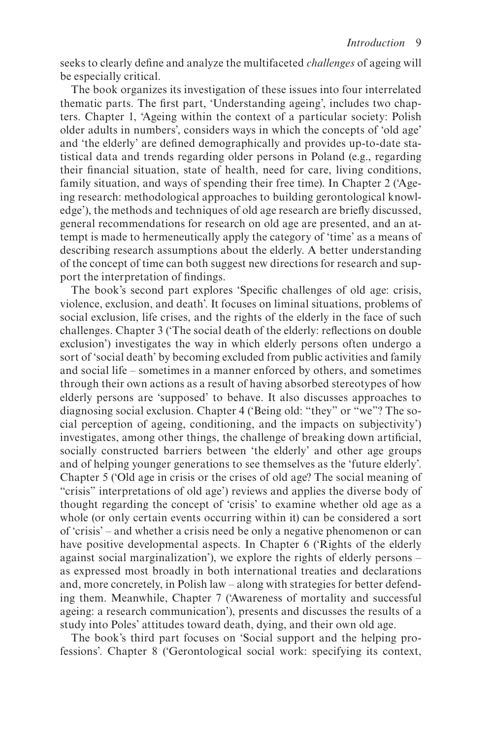seeks to clearly define and analyze the multifaceted *challenges* of ageing will be especially critical.

The book organizes its investigation of these issues into four interrelated thematic parts. The first part, 'Understanding ageing', includes two chapters. Chapter 1, 'Ageing within the context of a particular society: Polish older adults in numbers', considers ways in which the concepts of 'old age' and 'the elderly' are defined demographically and provides up-to-date statistical data and trends regarding older persons in Poland (e.g., regarding their financial situation, state of health, need for care, living conditions, family situation, and ways of spending their free time). In Chapter 2 ('Ageing research: methodological approaches to building gerontological knowledge'), the methods and techniques of old age research are briefly discussed, general recommendations for research on old age are presented, and an attempt is made to hermeneutically apply the category of 'time' as a means of describing research assumptions about the elderly. A better understanding of the concept of time can both suggest new directions for research and support the interpretation of findings.

The book's second part explores 'Specific challenges of old age: crisis, violence, exclusion, and death'. It focuses on liminal situations, problems of social exclusion, life crises, and the rights of the elderly in the face of such challenges. Chapter 3 ('The social death of the elderly: reflections on double exclusion') investigates the way in which elderly persons often undergo a sort of 'social death' by becoming excluded from public activities and family and social life – sometimes in a manner enforced by others, and sometimes through their own actions as a result of having absorbed stereotypes of how elderly persons are 'supposed' to behave. It also discusses approaches to diagnosing social exclusion. Chapter 4 ('Being old: "they" or "we"? The social perception of ageing, conditioning, and the impacts on subjectivity') investigates, among other things, the challenge of breaking down artificial, socially constructed barriers between 'the elderly' and other age groups and of helping younger generations to see themselves as the 'future elderly'. Chapter 5 ('Old age in crisis or the crises of old age? The social meaning of "crisis" interpretations of old age') reviews and applies the diverse body of thought regarding the concept of 'crisis' to examine whether old age as a whole (or only certain events occurring within it) can be considered a sort of 'crisis' – and whether a crisis need be only a negative phenomenon or can have positive developmental aspects. In Chapter 6 ('Rights of the elderly against social marginalization'), we explore the rights of elderly persons – as expressed most broadly in both international treaties and declarations and, more concretely, in Polish law – along with strategies for better defending them. Meanwhile, Chapter 7 ('Awareness of mortality and successful ageing: a research communication'), presents and discusses the results of a study into Poles' attitudes toward death, dying, and their own old age.

The book's third part focuses on 'Social support and the helping professions'. Chapter 8 ('Gerontological social work: specifying its context,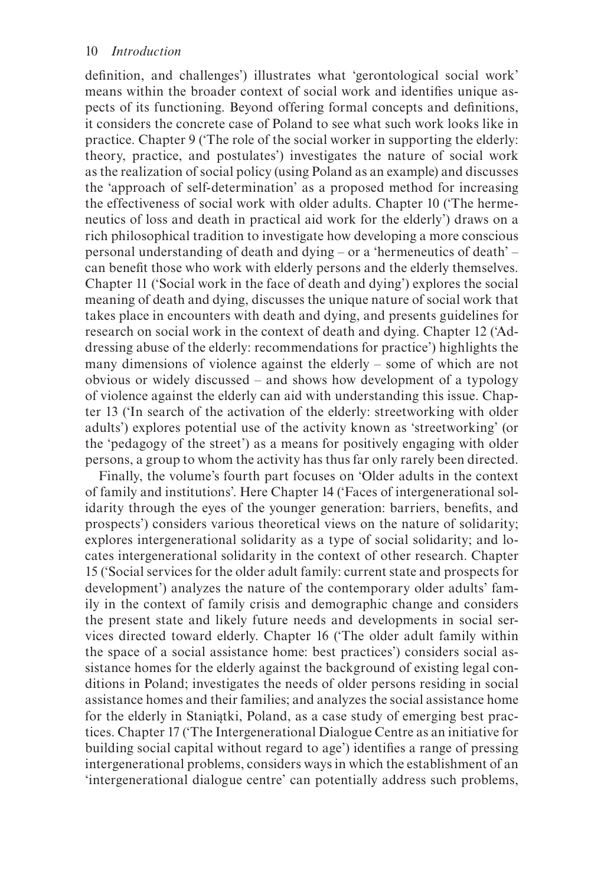definition, and challenges') illustrates what 'gerontological social work' means within the broader context of social work and identifies unique aspects of its functioning. Beyond offering formal concepts and definitions, it considers the concrete case of Poland to see what such work looks like in practice. Chapter 9 ('The role of the social worker in supporting the elderly: theory, practice, and postulates') investigates the nature of social work as the realization of social policy (using Poland as an example) and discusses the 'approach of self-determination' as a proposed method for increasing the effectiveness of social work with older adults. Chapter 10 ('The hermeneutics of loss and death in practical aid work for the elderly') draws on a rich philosophical tradition to investigate how developing a more conscious personal understanding of death and dying – or a 'hermeneutics of death' – can benefit those who work with elderly persons and the elderly themselves. Chapter 11 ('Social work in the face of death and dying') explores the social meaning of death and dying, discusses the unique nature of social work that takes place in encounters with death and dying, and presents guidelines for research on social work in the context of death and dying. Chapter 12 ('Addressing abuse of the elderly: recommendations for practice') highlights the many dimensions of violence against the elderly – some of which are not obvious or widely discussed – and shows how development of a typology of violence against the elderly can aid with understanding this issue. Chapter 13 ('In search of the activation of the elderly: streetworking with older adults') explores potential use of the activity known as 'streetworking' (or the 'pedagogy of the street') as a means for positively engaging with older persons, a group to whom the activity has thus far only rarely been directed.

Finally, the volume's fourth part focuses on 'Older adults in the context of family and institutions'. Here Chapter 14 ('Faces of intergenerational solidarity through the eyes of the younger generation: barriers, benefits, and prospects') considers various theoretical views on the nature of solidarity; explores intergenerational solidarity as a type of social solidarity; and locates intergenerational solidarity in the context of other research. Chapter 15 ('Social services for the older adult family: current state and prospects for development') analyzes the nature of the contemporary older adults' family in the context of family crisis and demographic change and considers the present state and likely future needs and developments in social services directed toward elderly. Chapter 16 ('The older adult family within the space of a social assistance home: best practices') considers social assistance homes for the elderly against the background of existing legal conditions in Poland; investigates the needs of older persons residing in social assistance homes and their families; and analyzes the social assistance home for the elderly in Staniątki, Poland, as a case study of emerging best practices. Chapter 17 ('The Intergenerational Dialogue Centre as an initiative for building social capital without regard to age') identifies a range of pressing intergenerational problems, considers ways in which the establishment of an 'intergenerational dialogue centre' can potentially address such problems,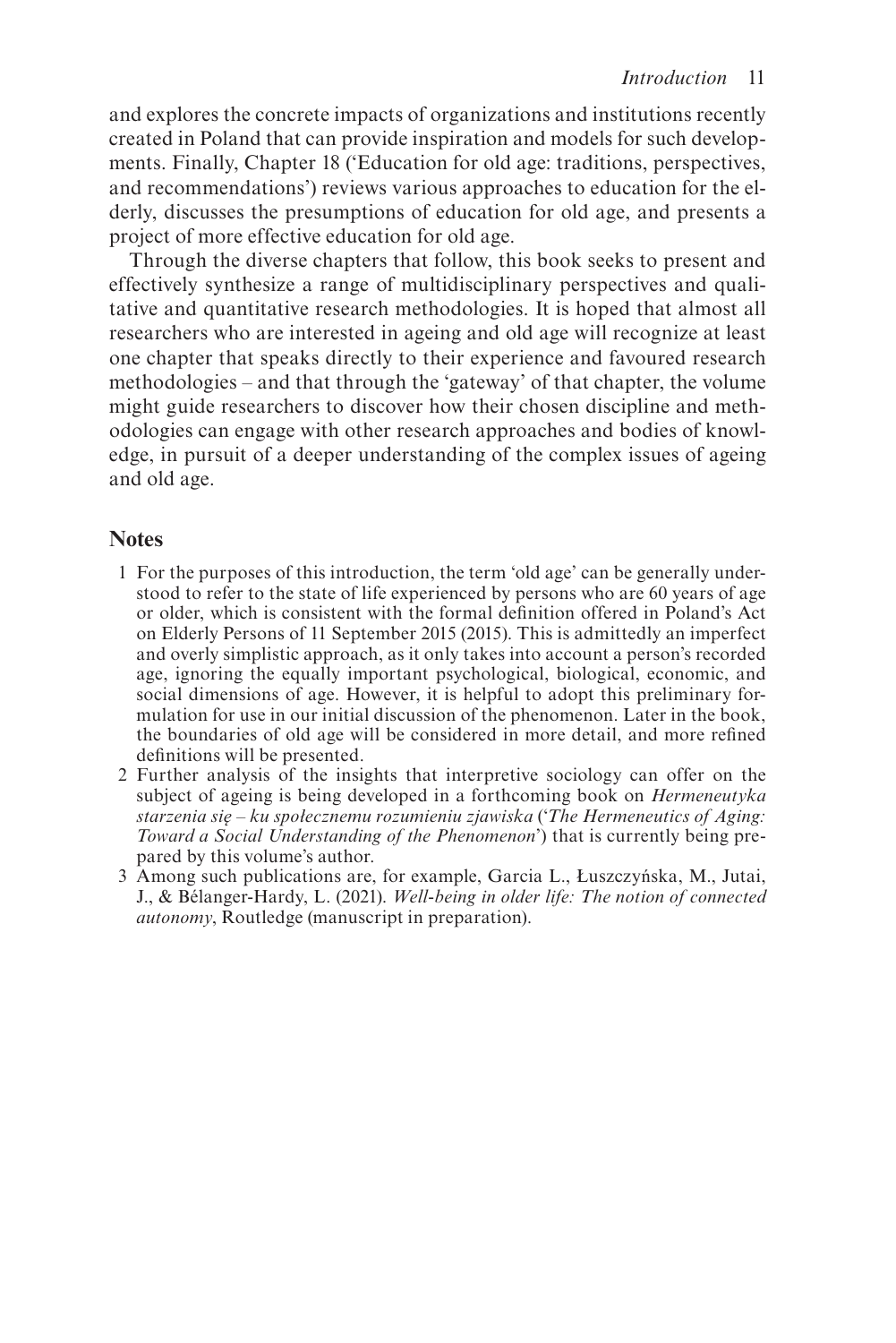and explores the concrete impacts of organizations and institutions recently created in Poland that can provide inspiration and models for such developments. Finally, Chapter 18 ('Education for old age: traditions, perspectives, and recommendations') reviews various approaches to education for the elderly, discusses the presumptions of education for old age, and presents a project of more effective education for old age.

Through the diverse chapters that follow, this book seeks to present and effectively synthesize a range of multidisciplinary perspectives and qualitative and quantitative research methodologies. It is hoped that almost all researchers who are interested in ageing and old age will recognize at least one chapter that speaks directly to their experience and favoured research methodologies – and that through the 'gateway' of that chapter, the volume might guide researchers to discover how their chosen discipline and methodologies can engage with other research approaches and bodies of knowledge, in pursuit of a deeper understanding of the complex issues of ageing and old age.

## Notes

1 For the purposes of this introduction, the term 'old age' can be generally understood to refer to the state of life experienced by persons who are 60 years of age or older, which is consistent with the formal definition offered in Poland's Act on Elderly Persons of 11 September 2015 (2015). This is admittedly an imperfect and overly simplistic approach, as it only takes into account a person's recorded age, ignoring the equally important psychological, biological, economic, and social dimensions of age. However, it is helpful to adopt this preliminary formulation for use in our initial discussion of the phenomenon. Later in the book, the boundaries of old age will be considered in more detail, and more refined definitions will be presented.

2 Further analysis of the insights that interpretive sociology can offer on the subject of ageing is being developed in a forthcoming book on *Hermeneutyka starzenia się – ku społecznemu rozumieniu zjawiska* ('*The Hermeneutics of Aging: Toward a Social Understanding of the Phenomenon*') that is currently being prepared by this volume's author.

3 Among such publications are, for example, Garcia L., Łuszczyńska, M., Jutai, J., & Bélanger-Hardy, L. (2021). *Well-being in older life: The notion of connected autonomy*, Routledge (manuscript in preparation).